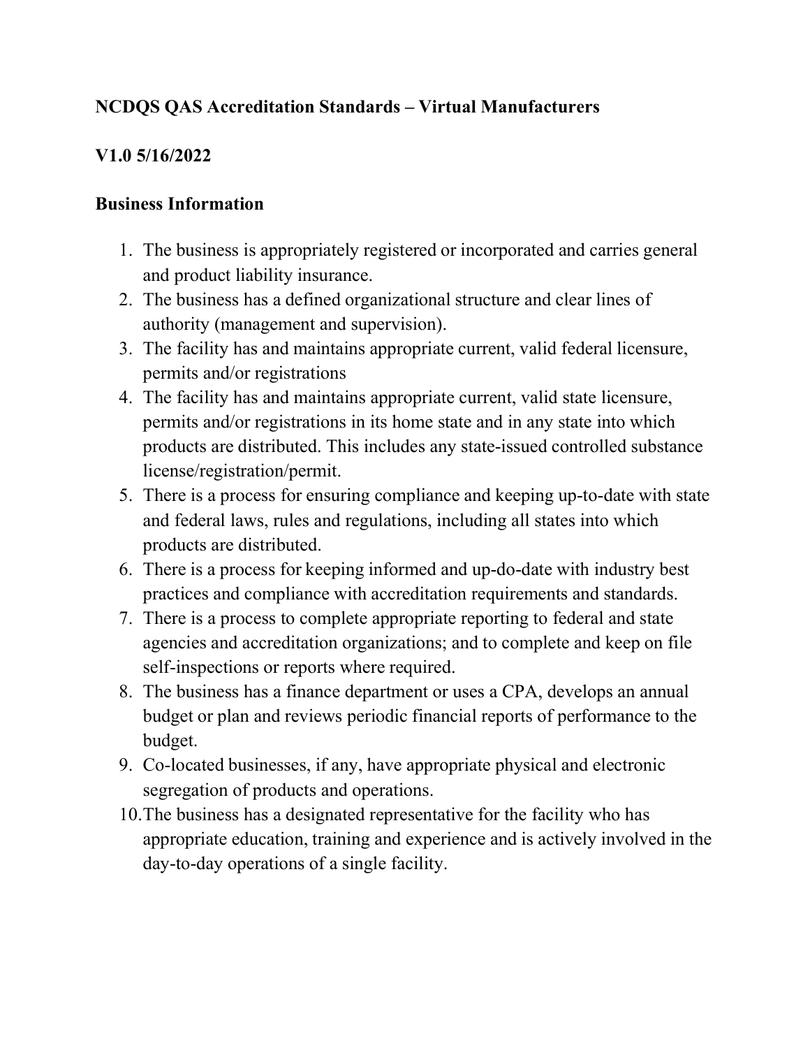# NCDQS QAS Accreditation Standards – Virtual Manufacturers

## V1.0 5/16/2022

## Business Information

1. The business is appropriately registered or incorporated and carries general and product liability insurance.
2. The business has a defined organizational structure and clear lines of authority (management and supervision).
3. The facility has and maintains appropriate current, valid federal licensure, permits and/or registrations
4. The facility has and maintains appropriate current, valid state licensure, permits and/or registrations in its home state and in any state into which products are distributed. This includes any state-issued controlled substance license/registration/permit.
5. There is a process for ensuring compliance and keeping up-to-date with state and federal laws, rules and regulations, including all states into which products are distributed.
6. There is a process for keeping informed and up-do-date with industry best practices and compliance with accreditation requirements and standards.
7. There is a process to complete appropriate reporting to federal and state agencies and accreditation organizations; and to complete and keep on file self-inspections or reports where required.
8. The business has a finance department or uses a CPA, develops an annual budget or plan and reviews periodic financial reports of performance to the budget.
9. Co-located businesses, if any, have appropriate physical and electronic segregation of products and operations.
10. The business has a designated representative for the facility who has appropriate education, training and experience and is actively involved in the day-to-day operations of a single facility.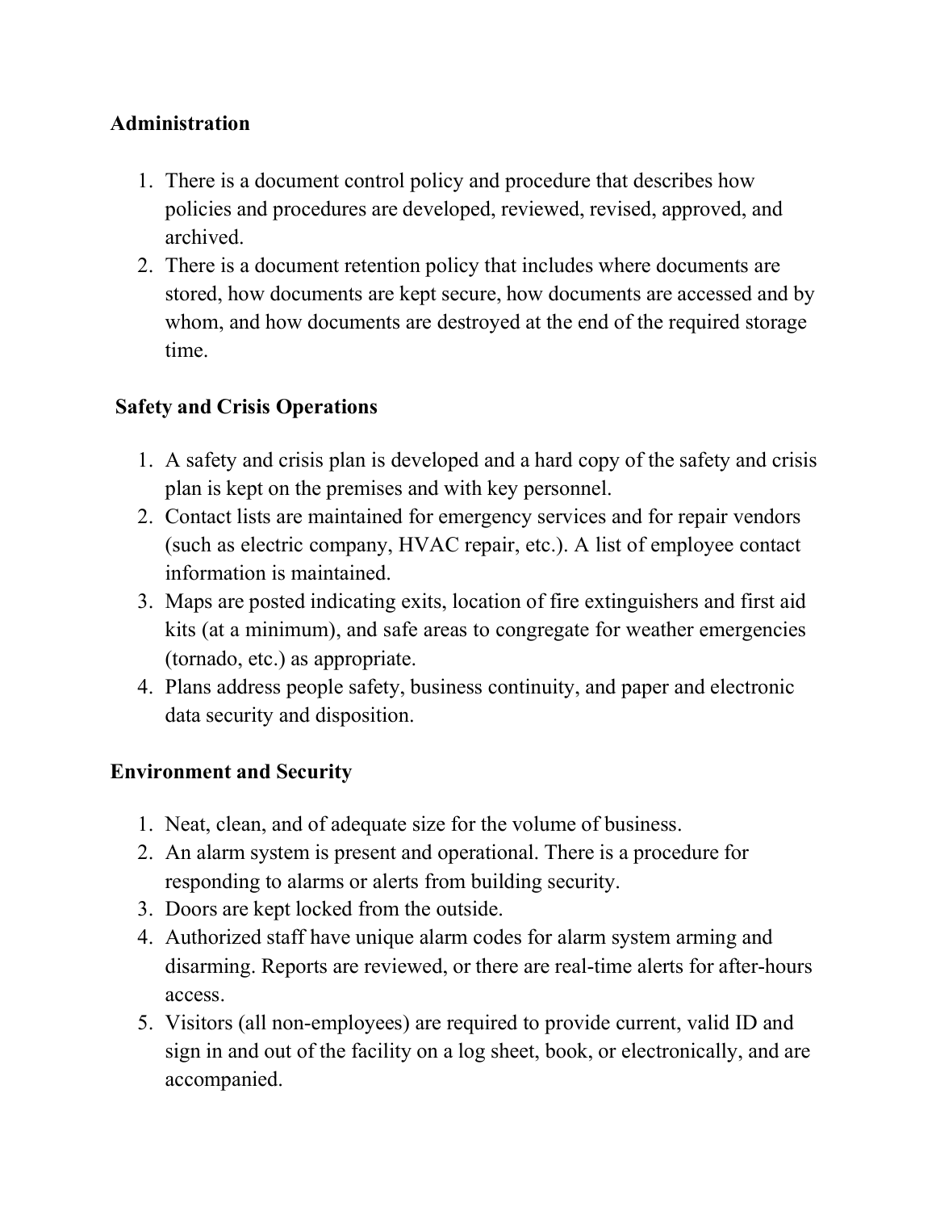**Administration**

1. There is a document control policy and procedure that describes how policies and procedures are developed, reviewed, revised, approved, and archived.
2. There is a document retention policy that includes where documents are stored, how documents are kept secure, how documents are accessed and by whom, and how documents are destroyed at the end of the required storage time.

**Safety and Crisis Operations**

1. A safety and crisis plan is developed and a hard copy of the safety and crisis plan is kept on the premises and with key personnel.
2. Contact lists are maintained for emergency services and for repair vendors (such as electric company, HVAC repair, etc.). A list of employee contact information is maintained.
3. Maps are posted indicating exits, location of fire extinguishers and first aid kits (at a minimum), and safe areas to congregate for weather emergencies (tornado, etc.) as appropriate.
4. Plans address people safety, business continuity, and paper and electronic data security and disposition.

**Environment and Security**

1. Neat, clean, and of adequate size for the volume of business.
2. An alarm system is present and operational. There is a procedure for responding to alarms or alerts from building security.
3. Doors are kept locked from the outside.
4. Authorized staff have unique alarm codes for alarm system arming and disarming. Reports are reviewed, or there are real-time alerts for after-hours access.
5. Visitors (all non-employees) are required to provide current, valid ID and sign in and out of the facility on a log sheet, book, or electronically, and are accompanied.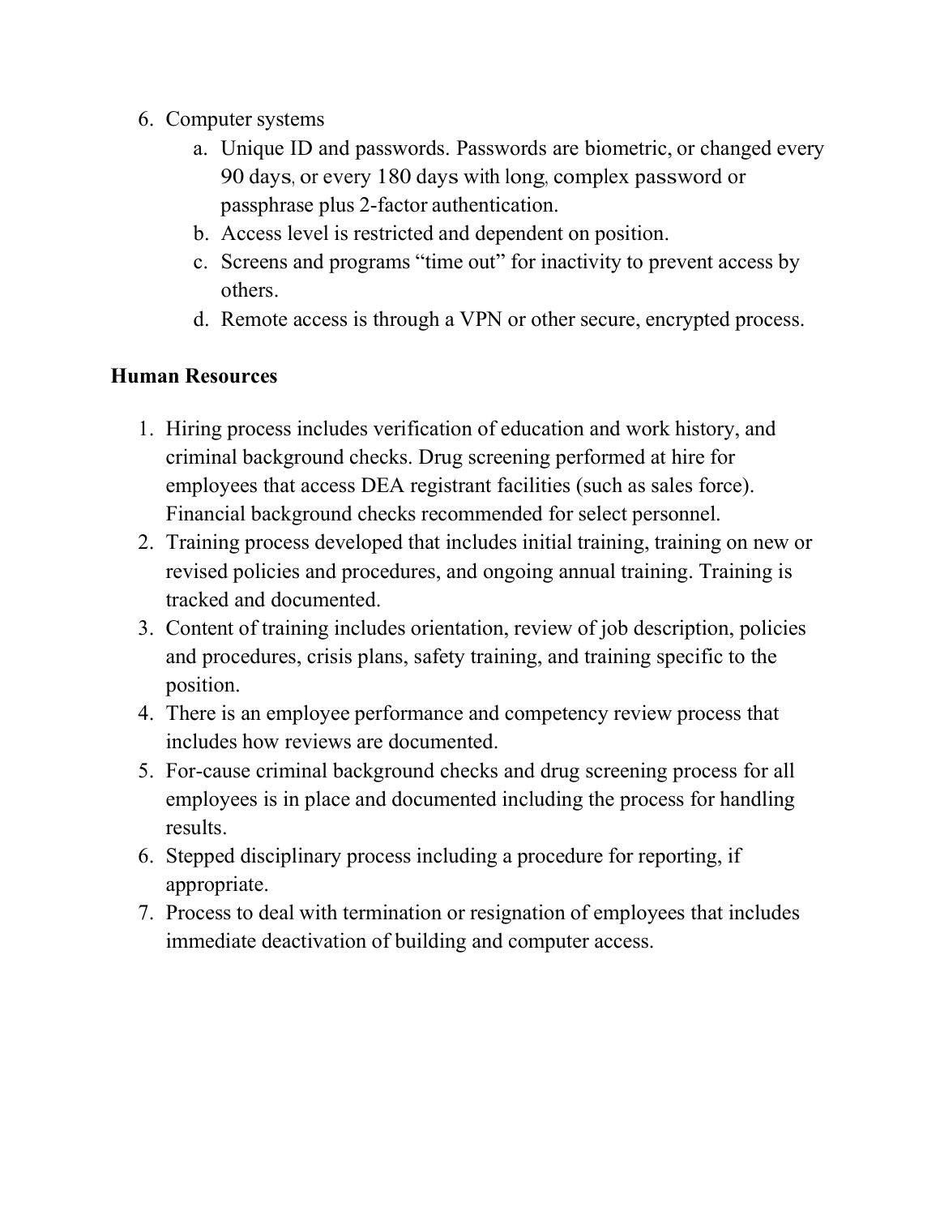6. Computer systems
    a. Unique ID and passwords. Passwords are biometric, or changed every 90 days, or every 180 days with long, complex password or passphrase plus 2-factor authentication.
    b. Access level is restricted and dependent on position.
    c. Screens and programs "time out" for inactivity to prevent access by others.
    d. Remote access is through a VPN or other secure, encrypted process.

**Human Resources**

1. Hiring process includes verification of education and work history, and criminal background checks. Drug screening performed at hire for employees that access DEA registrant facilities (such as sales force). Financial background checks recommended for select personnel.
2. Training process developed that includes initial training, training on new or revised policies and procedures, and ongoing annual training. Training is tracked and documented.
3. Content of training includes orientation, review of job description, policies and procedures, crisis plans, safety training, and training specific to the position.
4. There is an employee performance and competency review process that includes how reviews are documented.
5. For-cause criminal background checks and drug screening process for all employees is in place and documented including the process for handling results.
6. Stepped disciplinary process including a procedure for reporting, if appropriate.
7. Process to deal with termination or resignation of employees that includes immediate deactivation of building and computer access.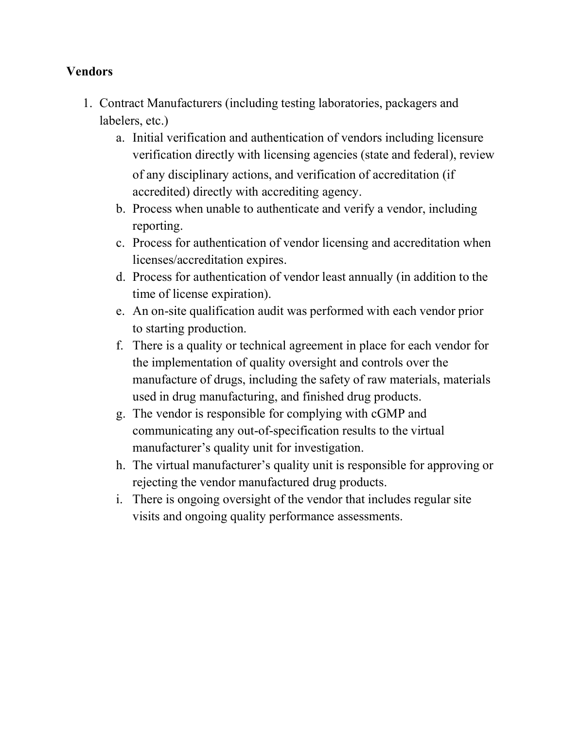**Vendors**

1. Contract Manufacturers (including testing laboratories, packagers and labelers, etc.)
   a. Initial verification and authentication of vendors including licensure verification directly with licensing agencies (state and federal), review of any disciplinary actions, and verification of accreditation (if accredited) directly with accrediting agency.
   b. Process when unable to authenticate and verify a vendor, including reporting.
   c. Process for authentication of vendor licensing and accreditation when licenses/accreditation expires.
   d. Process for authentication of vendor least annually (in addition to the time of license expiration).
   e. An on-site qualification audit was performed with each vendor prior to starting production.
   f. There is a quality or technical agreement in place for each vendor for the implementation of quality oversight and controls over the manufacture of drugs, including the safety of raw materials, materials used in drug manufacturing, and finished drug products.
   g. The vendor is responsible for complying with cGMP and communicating any out-of-specification results to the virtual manufacturer's quality unit for investigation.
   h. The virtual manufacturer's quality unit is responsible for approving or rejecting the vendor manufactured drug products.
   i. There is ongoing oversight of the vendor that includes regular site visits and ongoing quality performance assessments.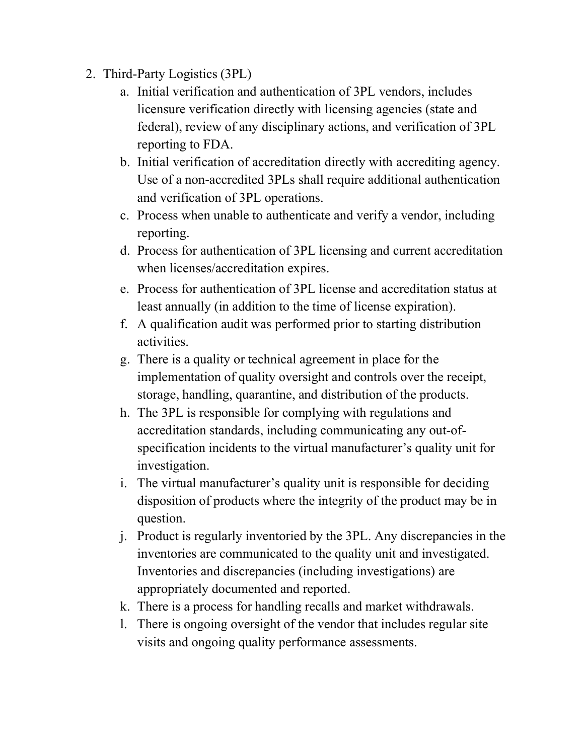2. Third-Party Logistics (3PL)
    a. Initial verification and authentication of 3PL vendors, includes licensure verification directly with licensing agencies (state and federal), review of any disciplinary actions, and verification of 3PL reporting to FDA.
    b. Initial verification of accreditation directly with accrediting agency. Use of a non-accredited 3PLs shall require additional authentication and verification of 3PL operations.
    c. Process when unable to authenticate and verify a vendor, including reporting.
    d. Process for authentication of 3PL licensing and current accreditation when licenses/accreditation expires.
    e. Process for authentication of 3PL license and accreditation status at least annually (in addition to the time of license expiration).
    f. A qualification audit was performed prior to starting distribution activities.
    g. There is a quality or technical agreement in place for the implementation of quality oversight and controls over the receipt, storage, handling, quarantine, and distribution of the products.
    h. The 3PL is responsible for complying with regulations and accreditation standards, including communicating any out-of-specification incidents to the virtual manufacturer's quality unit for investigation.
    i. The virtual manufacturer's quality unit is responsible for deciding disposition of products where the integrity of the product may be in question.
    j. Product is regularly inventoried by the 3PL. Any discrepancies in the inventories are communicated to the quality unit and investigated. Inventories and discrepancies (including investigations) are appropriately documented and reported.
    k. There is a process for handling recalls and market withdrawals.
    l. There is ongoing oversight of the vendor that includes regular site visits and ongoing quality performance assessments.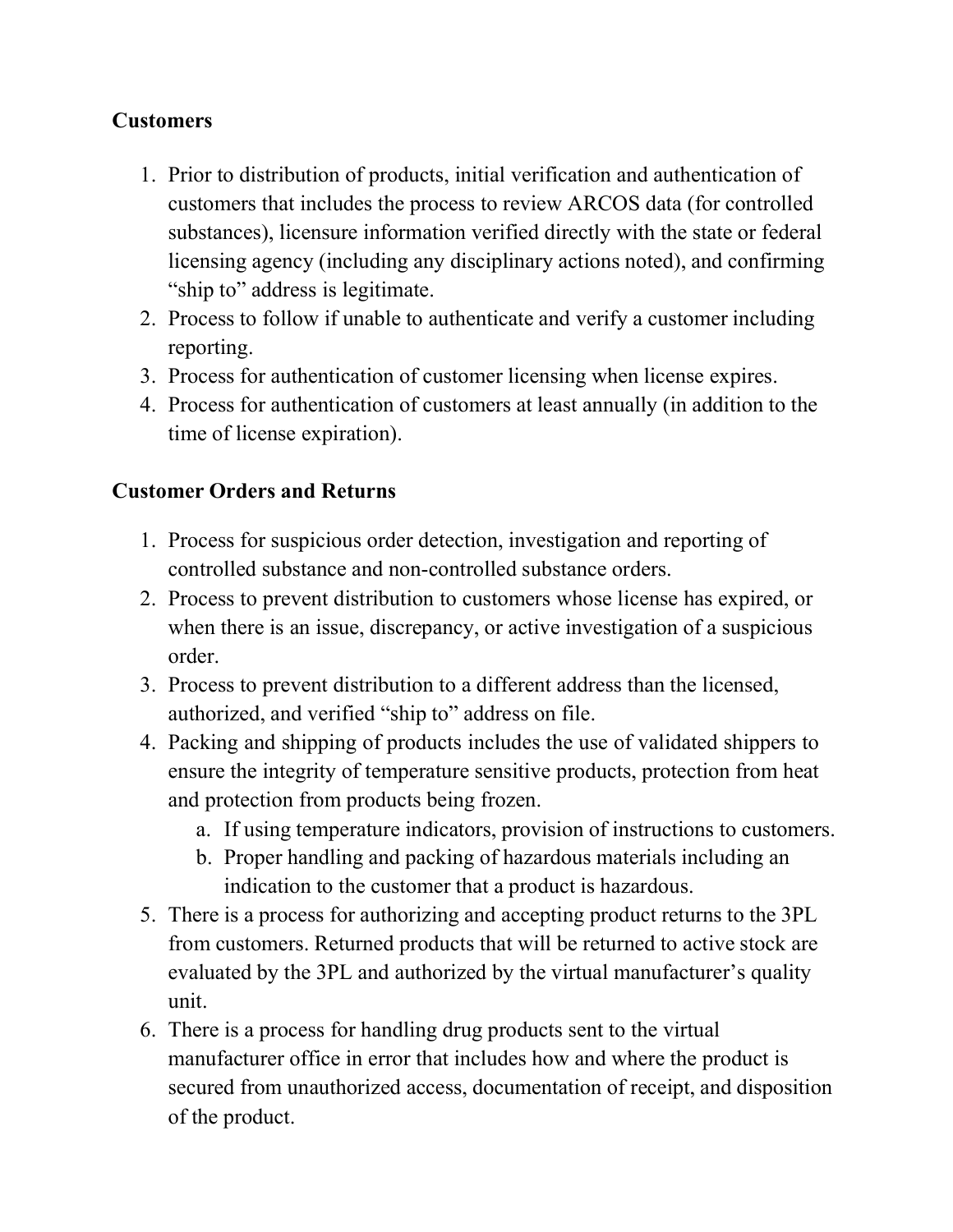**Customers**

1. Prior to distribution of products, initial verification and authentication of customers that includes the process to review ARCOS data (for controlled substances), licensure information verified directly with the state or federal licensing agency (including any disciplinary actions noted), and confirming "ship to" address is legitimate.
2. Process to follow if unable to authenticate and verify a customer including reporting.
3. Process for authentication of customer licensing when license expires.
4. Process for authentication of customers at least annually (in addition to the time of license expiration).

**Customer Orders and Returns**

1. Process for suspicious order detection, investigation and reporting of controlled substance and non-controlled substance orders.
2. Process to prevent distribution to customers whose license has expired, or when there is an issue, discrepancy, or active investigation of a suspicious order.
3. Process to prevent distribution to a different address than the licensed, authorized, and verified "ship to" address on file.
4. Packing and shipping of products includes the use of validated shippers to ensure the integrity of temperature sensitive products, protection from heat and protection from products being frozen.
   a. If using temperature indicators, provision of instructions to customers.
   b. Proper handling and packing of hazardous materials including an indication to the customer that a product is hazardous.
5. There is a process for authorizing and accepting product returns to the 3PL from customers. Returned products that will be returned to active stock are evaluated by the 3PL and authorized by the virtual manufacturer's quality unit.
6. There is a process for handling drug products sent to the virtual manufacturer office in error that includes how and where the product is secured from unauthorized access, documentation of receipt, and disposition of the product.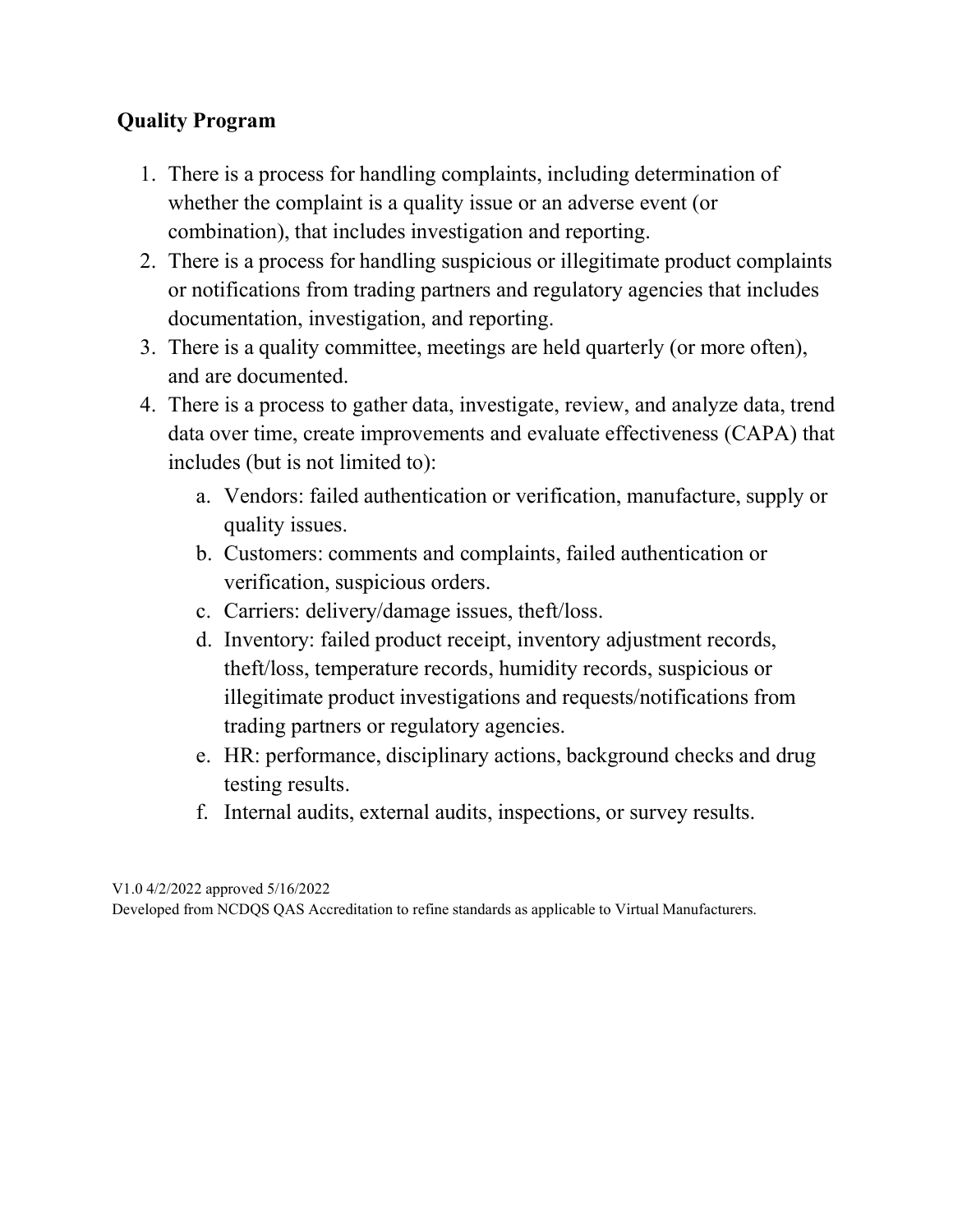## Quality Program

1. There is a process for handling complaints, including determination of whether the complaint is a quality issue or an adverse event (or combination), that includes investigation and reporting.
2. There is a process for handling suspicious or illegitimate product complaints or notifications from trading partners and regulatory agencies that includes documentation, investigation, and reporting.
3. There is a quality committee, meetings are held quarterly (or more often), and are documented.
4. There is a process to gather data, investigate, review, and analyze data, trend data over time, create improvements and evaluate effectiveness (CAPA) that includes (but is not limited to):
    a. Vendors: failed authentication or verification, manufacture, supply or quality issues.
    b. Customers: comments and complaints, failed authentication or verification, suspicious orders.
    c. Carriers: delivery/damage issues, theft/loss.
    d. Inventory: failed product receipt, inventory adjustment records, theft/loss, temperature records, humidity records, suspicious or illegitimate product investigations and requests/notifications from trading partners or regulatory agencies.
    e. HR: performance, disciplinary actions, background checks and drug testing results.
    f. Internal audits, external audits, inspections, or survey results.

V1.0 4/2/2022 approved 5/16/2022
Developed from NCDQS QAS Accreditation to refine standards as applicable to Virtual Manufacturers.